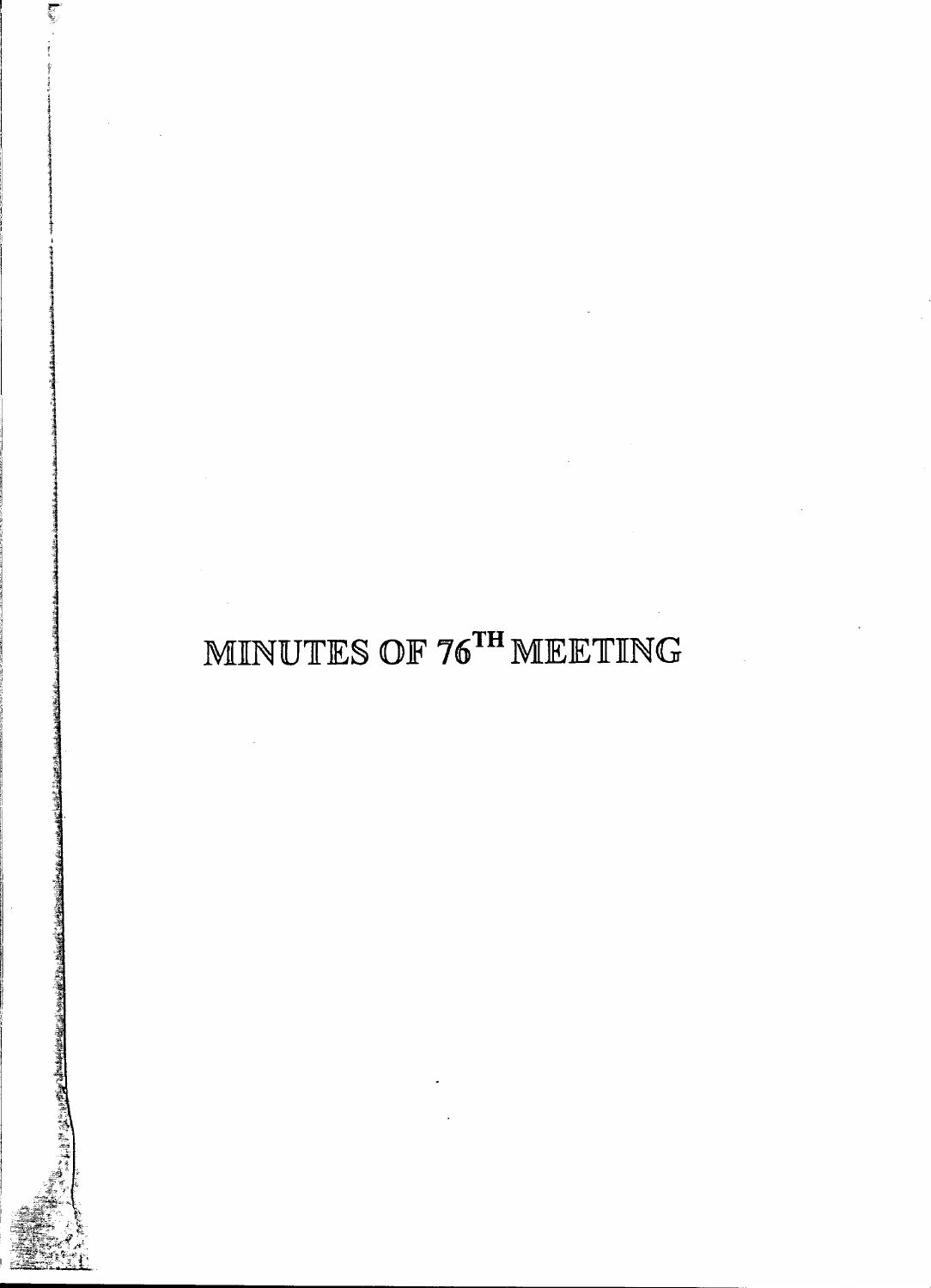# MINUTES OF $76^{TH}$ MEETING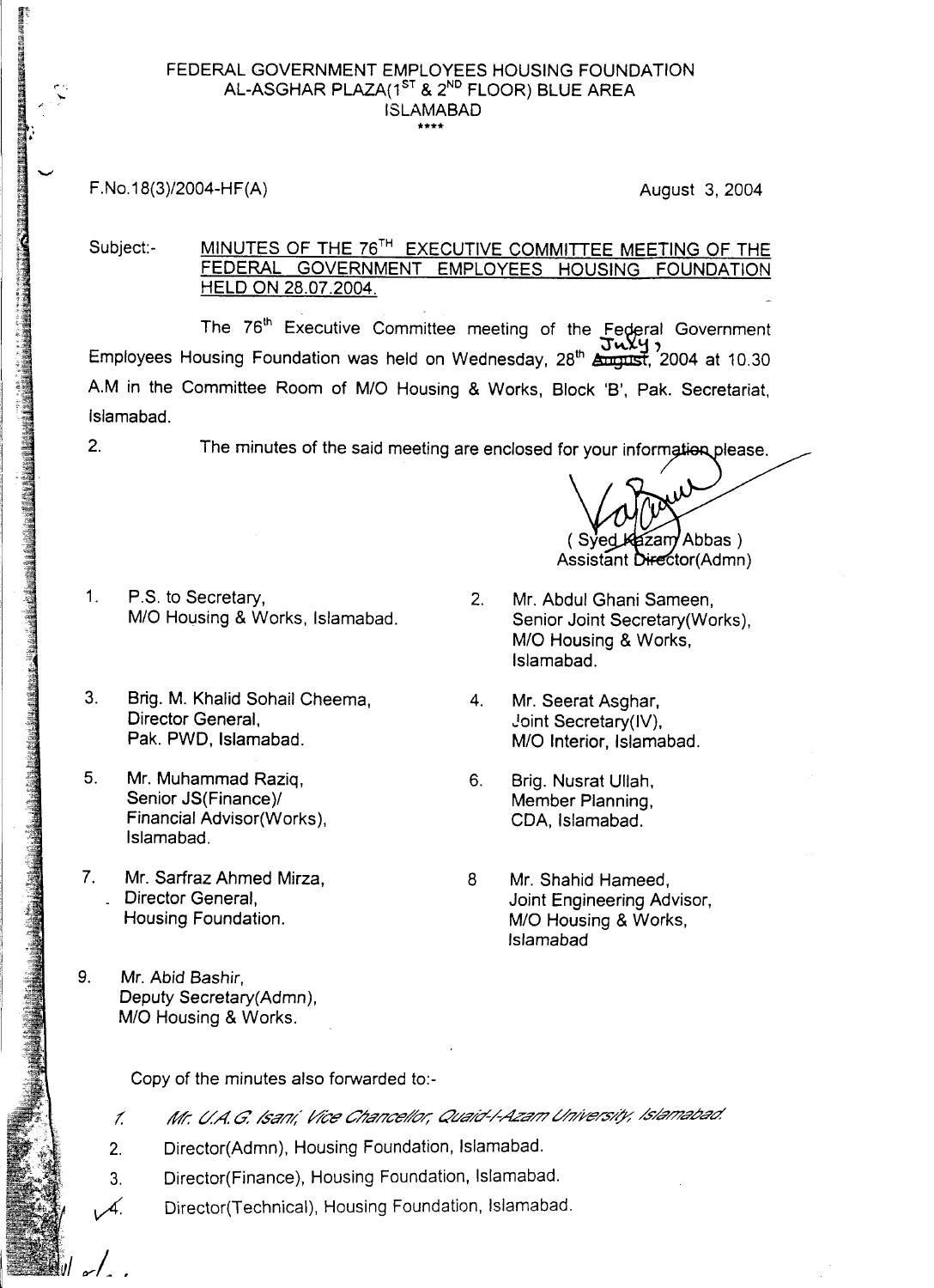FEDERAL GOVERNMENT EMPLOYEES HOUSING FOUNDATION
AL-ASGHAR PLAZA(1[ST] & 2[ND] FLOOR) BLUE AREA
ISLAMABAD
****

F.No.18(3)/2004-HF(A)

August 3, 2004

Subject:- **MINUTES OF THE 76[TH] EXECUTIVE COMMITTEE MEETING OF THE FEDERAL GOVERNMENT EMPLOYEES HOUSING FOUNDATION HELD ON 28.07.2004.**

The 76[th] Executive Committee meeting of the Federal Government Employees Housing Foundation was held on Wednesday, 28[th] ~~August~~ July, 2004 at 10.30 A.M in the Committee Room of M/O Housing & Works, Block 'B', Pak. Secretariat, Islamabad.

2. The minutes of the said meeting are enclosed for your information please.

( Syed Kazam Abbas )
Assistant Director(Admn)

1. P.S. to Secretary,
M/O Housing & Works, Islamabad.

2. Mr. Abdul Ghani Sameen,
Senior Joint Secretary(Works),
M/O Housing & Works,
Islamabad.

3. Brig. M. Khalid Sohail Cheema,
Director General,
Pak. PWD, Islamabad.

4. Mr. Seerat Asghar,
Joint Secretary(IV),
M/O Interior, Islamabad.

5. Mr. Muhammad Raziq,
Senior JS(Finance)/
Financial Advisor(Works),
Islamabad.

6. Brig. Nusrat Ullah,
Member Planning,
CDA, Islamabad.

7. Mr. Sarfraz Ahmed Mirza,
Director General,
Housing Foundation.

8. Mr. Shahid Hameed,
Joint Engineering Advisor,
M/O Housing & Works,
Islamabad

9. Mr. Abid Bashir,
Deputy Secretary(Admn),
M/O Housing & Works.

Copy of the minutes also forwarded to:-

1. *Mr. U.A.G. Isani, Vice Chancellor, Quaid-I-Azam University, Islamabad.*
2. Director(Admn), Housing Foundation, Islamabad.
3. Director(Finance), Housing Foundation, Islamabad.
4. Director(Technical), Housing Foundation, Islamabad.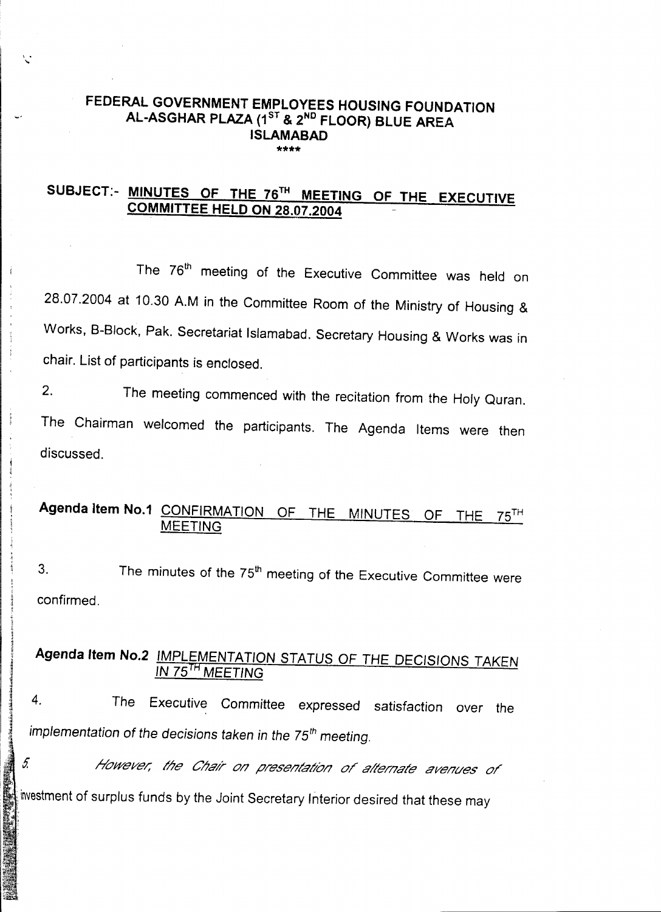# FEDERAL GOVERNMENT EMPLOYEES HOUSING FOUNDATION
## AL-ASGHAR PLAZA (1ST & 2ND FLOOR) BLUE AREA
## ISLAMABAD

\*\*\*\*

**SUBJECT:- MINUTES OF THE 76TH MEETING OF THE EXECUTIVE COMMITTEE HELD ON 28.07.2004**

The 76th meeting of the Executive Committee was held on 28.07.2004 at 10.30 A.M in the Committee Room of the Ministry of Housing & Works, B-Block, Pak. Secretariat Islamabad. Secretary Housing & Works was in chair. List of participants is enclosed.

2. The meeting commenced with the recitation from the Holy Quran. The Chairman welcomed the participants. The Agenda Items were then discussed.

**Agenda Item No.1** **CONFIRMATION OF THE MINUTES OF THE 75TH MEETING**

3. The minutes of the 75th meeting of the Executive Committee were confirmed.

**Agenda Item No.2** **IMPLEMENTATION STATUS OF THE DECISIONS TAKEN IN 75TH MEETING**

4. The Executive Committee expressed satisfaction over the *implementation of the decisions taken in the 75th meeting.*

5. *However, the Chair on presentation of alternate avenues of* investment of surplus funds by the Joint Secretary Interior desired that these may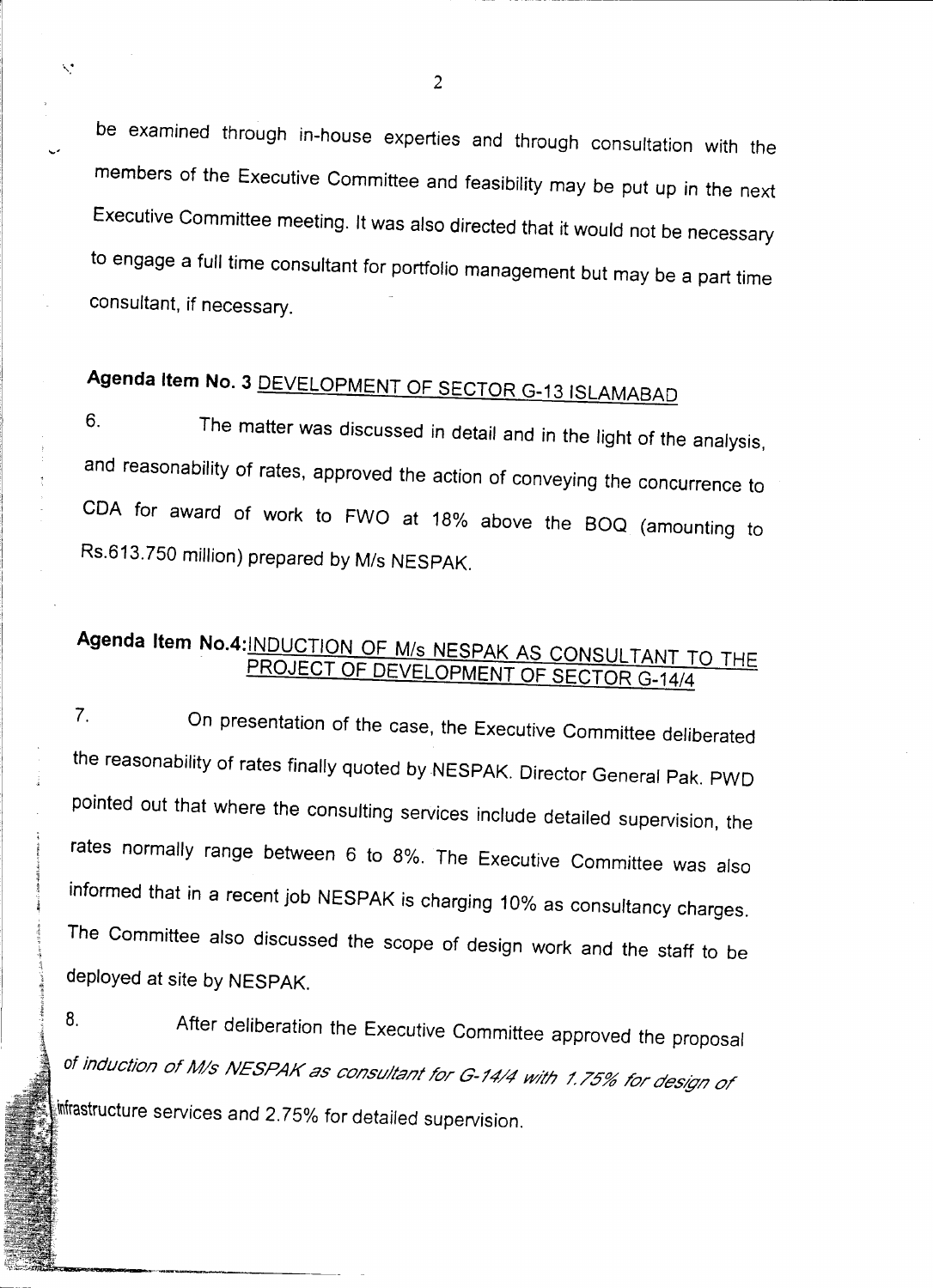be examined through in-house experties and through consultation with the members of the Executive Committee and feasibility may be put up in the next Executive Committee meeting. It was also directed that it would not be necessary to engage a full time consultant for portfolio management but may be a part time consultant, if necessary.

**Agenda Item No. 3** DEVELOPMENT OF SECTOR G-13 ISLAMABAD

6. The matter was discussed in detail and in the light of the analysis, and reasonability of rates, approved the action of conveying the concurrence to CDA for award of work to FWO at 18% above the BOQ (amounting to Rs.613.750 million) prepared by M/s NESPAK.

**Agenda Item No.4:**INDUCTION OF M/s NESPAK AS CONSULTANT TO THE PROJECT OF DEVELOPMENT OF SECTOR G-14/4

7. On presentation of the case, the Executive Committee deliberated the reasonability of rates finally quoted by NESPAK. Director General Pak. PWD pointed out that where the consulting services include detailed supervision, the rates normally range between 6 to 8%. The Executive Committee was also informed that in a recent job NESPAK is charging 10% as consultancy charges. The Committee also discussed the scope of design work and the staff to be deployed at site by NESPAK.

8. After deliberation the Executive Committee approved the proposal *of induction of M/s NESPAK as consultant for G-14/4 with 1.75% for design of* infrastructure services and 2.75% for detailed supervision.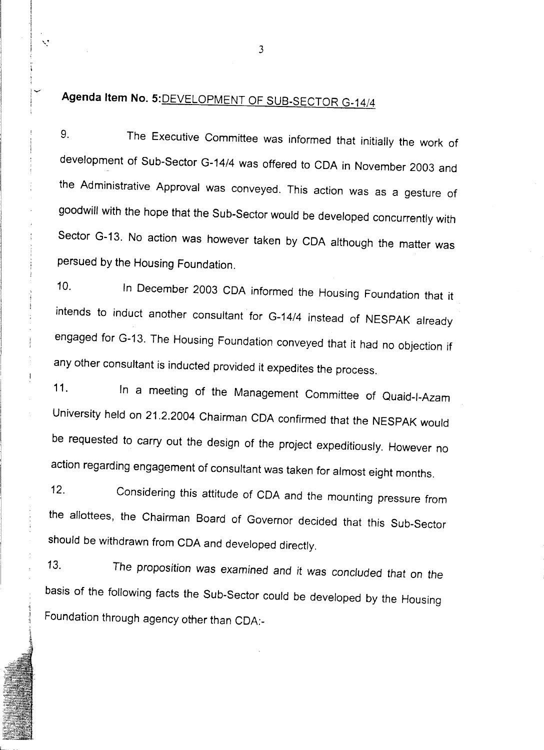**Agenda Item No. 5:** <u>DEVELOPMENT OF SUB-SECTOR G-14/4</u>

9. The Executive Committee was informed that initially the work of development of Sub-Sector G-14/4 was offered to CDA in November 2003 and the Administrative Approval was conveyed. This action was as a gesture of goodwill with the hope that the Sub-Sector would be developed concurrently with Sector G-13. No action was however taken by CDA although the matter was persued by the Housing Foundation.

10. In December 2003 CDA informed the Housing Foundation that it intends to induct another consultant for G-14/4 instead of NESPAK already engaged for G-13. The Housing Foundation conveyed that it had no objection if any other consultant is inducted provided it expedites the process.

11. In a meeting of the Management Committee of Quaid-I-Azam University held on 21.2.2004 Chairman CDA confirmed that the NESPAK would be requested to carry out the design of the project expeditiously. However no action regarding engagement of consultant was taken for almost eight months.

12. Considering this attitude of CDA and the mounting pressure from the allottees, the Chairman Board of Governor decided that this Sub-Sector should be withdrawn from CDA and developed directly.

13. *The proposition was examined and it was concluded that on the* basis of the following facts the Sub-Sector could be developed by the Housing Foundation through agency other than CDA:-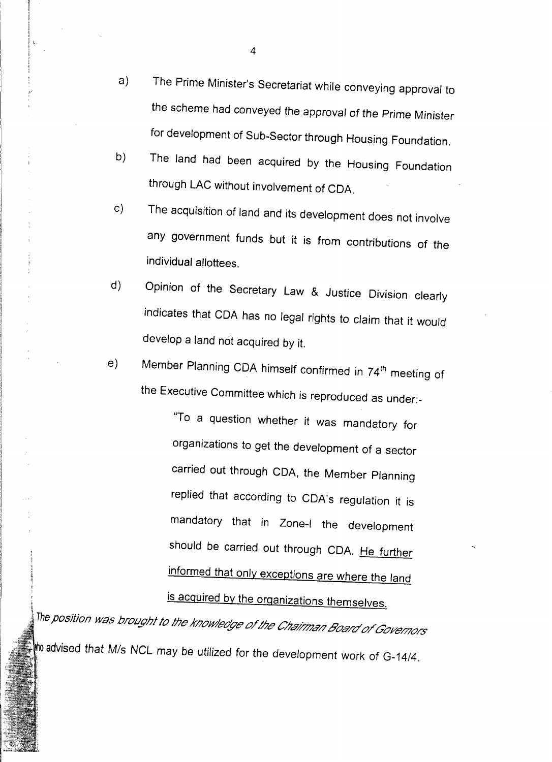a) The Prime Minister's Secretariat while conveying approval to the scheme had conveyed the approval of the Prime Minister for development of Sub-Sector through Housing Foundation.

b) The land had been acquired by the Housing Foundation through LAC without involvement of CDA.

c) The acquisition of land and its development does not involve any government funds but it is from contributions of the individual allottees.

d) Opinion of the Secretary Law & Justice Division clearly indicates that CDA has no legal rights to claim that it would develop a land not acquired by it.

e) Member Planning CDA himself confirmed in 74th meeting of the Executive Committee which is reproduced as under:-

> "To a question whether it was mandatory for organizations to get the development of a sector carried out through CDA, the Member Planning replied that according to CDA's regulation it is mandatory that in Zone-I the development should be carried out through CDA. <u>He further informed that only exceptions are where the land is acquired by the organizations themselves.</u>

*The position was brought to the knowledge of the Chairman Board of Governors* who advised that M/s NCL may be utilized for the development work of G-14/4.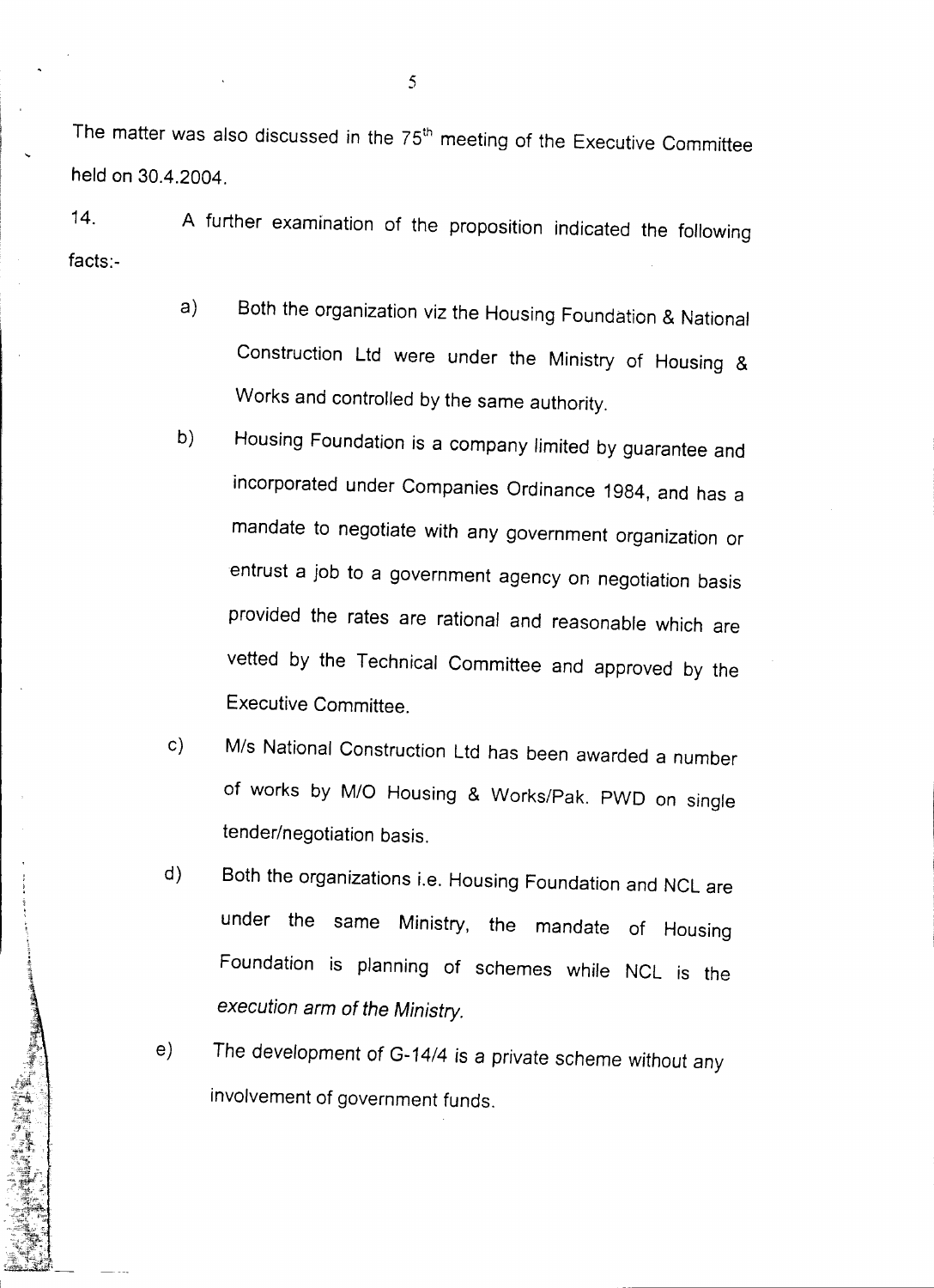The matter was also discussed in the 75th meeting of the Executive Committee held on 30.4.2004.

14. A further examination of the proposition indicated the following facts:-

a) Both the organization viz the Housing Foundation & National Construction Ltd were under the Ministry of Housing & Works and controlled by the same authority.

b) Housing Foundation is a company limited by guarantee and incorporated under Companies Ordinance 1984, and has a mandate to negotiate with any government organization or entrust a job to a government agency on negotiation basis provided the rates are rational and reasonable which are vetted by the Technical Committee and approved by the Executive Committee.

c) M/s National Construction Ltd has been awarded a number of works by M/O Housing & Works/Pak. PWD on single tender/negotiation basis.

d) Both the organizations i.e. Housing Foundation and NCL are under the same Ministry, the mandate of Housing Foundation is planning of schemes while NCL is the *execution arm of the Ministry.*

e) The development of G-14/4 is a private scheme without any involvement of government funds.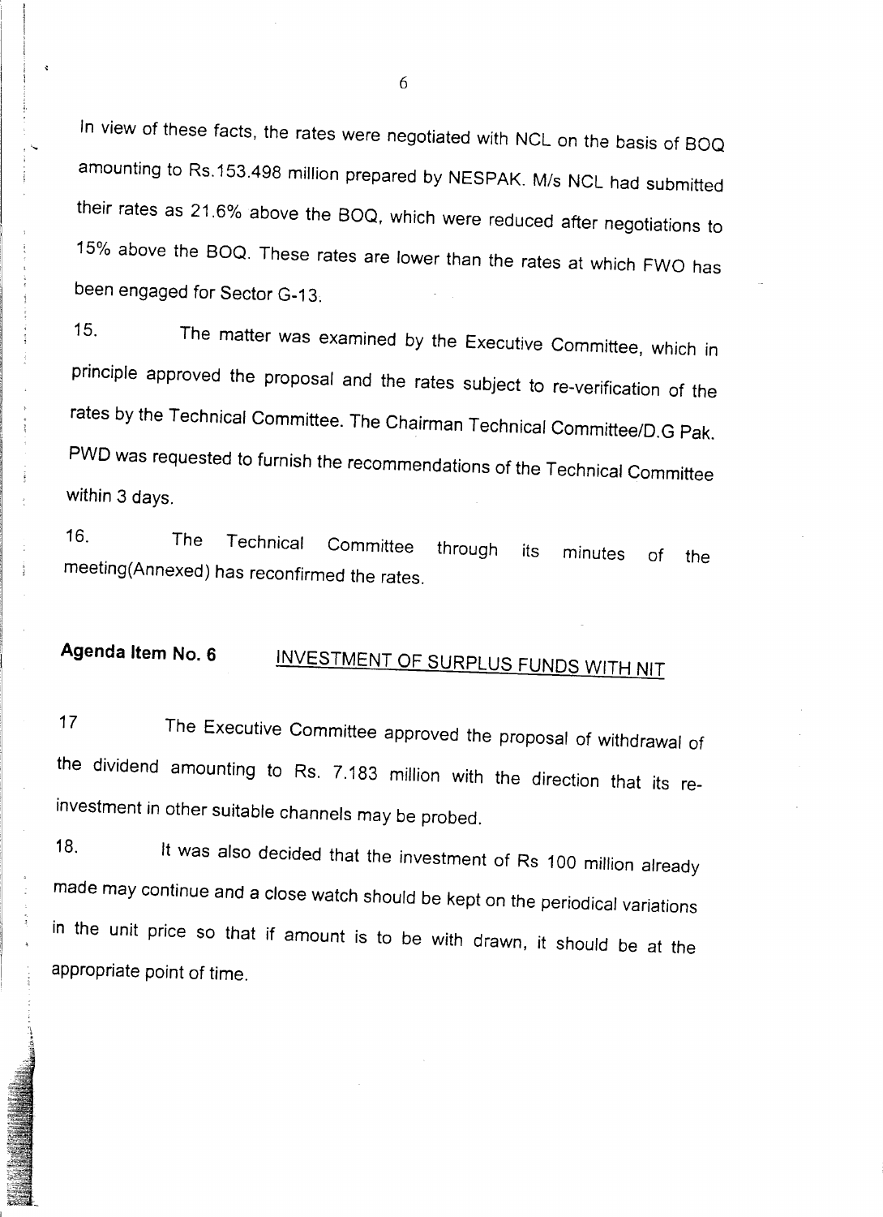In view of these facts, the rates were negotiated with NCL on the basis of BOQ amounting to Rs.153.498 million prepared by NESPAK. M/s NCL had submitted their rates as 21.6% above the BOQ, which were reduced after negotiations to 15% above the BOQ. These rates are lower than the rates at which FWO has been engaged for Sector G-13.

15. The matter was examined by the Executive Committee, which in principle approved the proposal and the rates subject to re-verification of the rates by the Technical Committee. The Chairman Technical Committee/D.G Pak. PWD was requested to furnish the recommendations of the Technical Committee within 3 days.

16. The Technical Committee through its minutes of the meeting(Annexed) has reconfirmed the rates.

**Agenda Item No. 6** <u>INVESTMENT OF SURPLUS FUNDS WITH NIT</u>

17 The Executive Committee approved the proposal of withdrawal of the dividend amounting to Rs. 7.183 million with the direction that its re-investment in other suitable channels may be probed.

18. It was also decided that the investment of Rs 100 million already made may continue and a close watch should be kept on the periodical variations in the unit price so that if amount is to be with drawn, it should be at the appropriate point of time.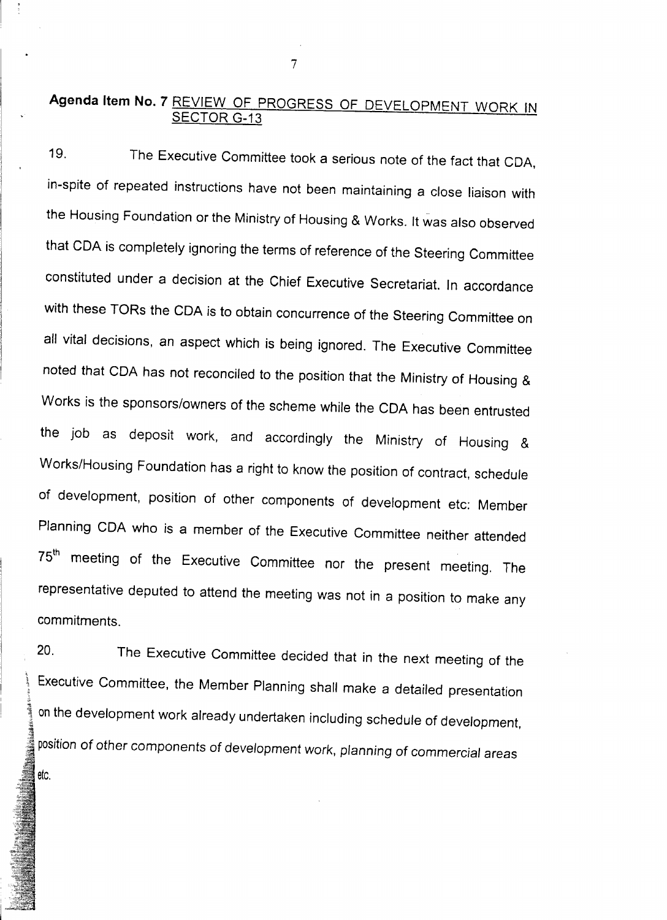**Agenda Item No. 7** <u>REVIEW OF PROGRESS OF DEVELOPMENT WORK IN SECTOR G-13</u>

19. The Executive Committee took a serious note of the fact that CDA, in-spite of repeated instructions have not been maintaining a close liaison with the Housing Foundation or the Ministry of Housing & Works. It was also observed that CDA is completely ignoring the terms of reference of the Steering Committee constituted under a decision at the Chief Executive Secretariat. In accordance with these TORs the CDA is to obtain concurrence of the Steering Committee on all vital decisions, an aspect which is being ignored. The Executive Committee noted that CDA has not reconciled to the position that the Ministry of Housing & Works is the sponsors/owners of the scheme while the CDA has been entrusted the job as deposit work, and accordingly the Ministry of Housing & Works/Housing Foundation has a right to know the position of contract, schedule of development, position of other components of development etc: Member Planning CDA who is a member of the Executive Committee neither attended 75th meeting of the Executive Committee nor the present meeting. The representative deputed to attend the meeting was not in a position to make any commitments.

20. The Executive Committee decided that in the next meeting of the Executive Committee, the Member Planning shall make a detailed presentation on the development work already undertaken including schedule of development, position of other components of development work, planning of commercial areas etc.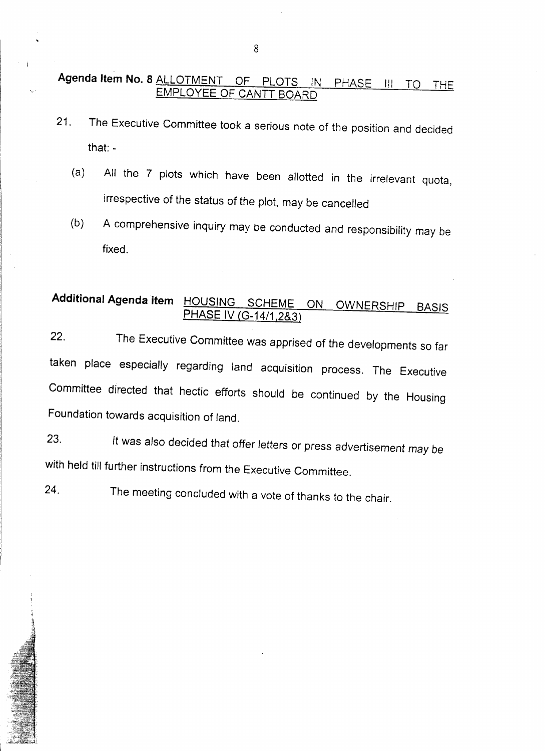**Agenda Item No. 8** <u>ALLOTMENT OF PLOTS IN PHASE III TO THE EMPLOYEE OF CANTT BOARD</u>

21. The Executive Committee took a serious note of the position and decided that: -

   (a) All the 7 plots which have been allotted in the irrelevant quota, irrespective of the status of the plot, may be cancelled

   (b) A comprehensive inquiry may be conducted and responsibility may be fixed.

**Additional Agenda item** <u>HOUSING SCHEME ON OWNERSHIP BASIS PHASE IV (G-14/1,2&3)</u>

22. The Executive Committee was apprised of the developments so far taken place especially regarding land acquisition process. The Executive Committee directed that hectic efforts should be continued by the Housing Foundation towards acquisition of land.

23. It was also decided that offer letters or press advertisement may be with held till further instructions from the Executive Committee.

24. The meeting concluded with a vote of thanks to the chair.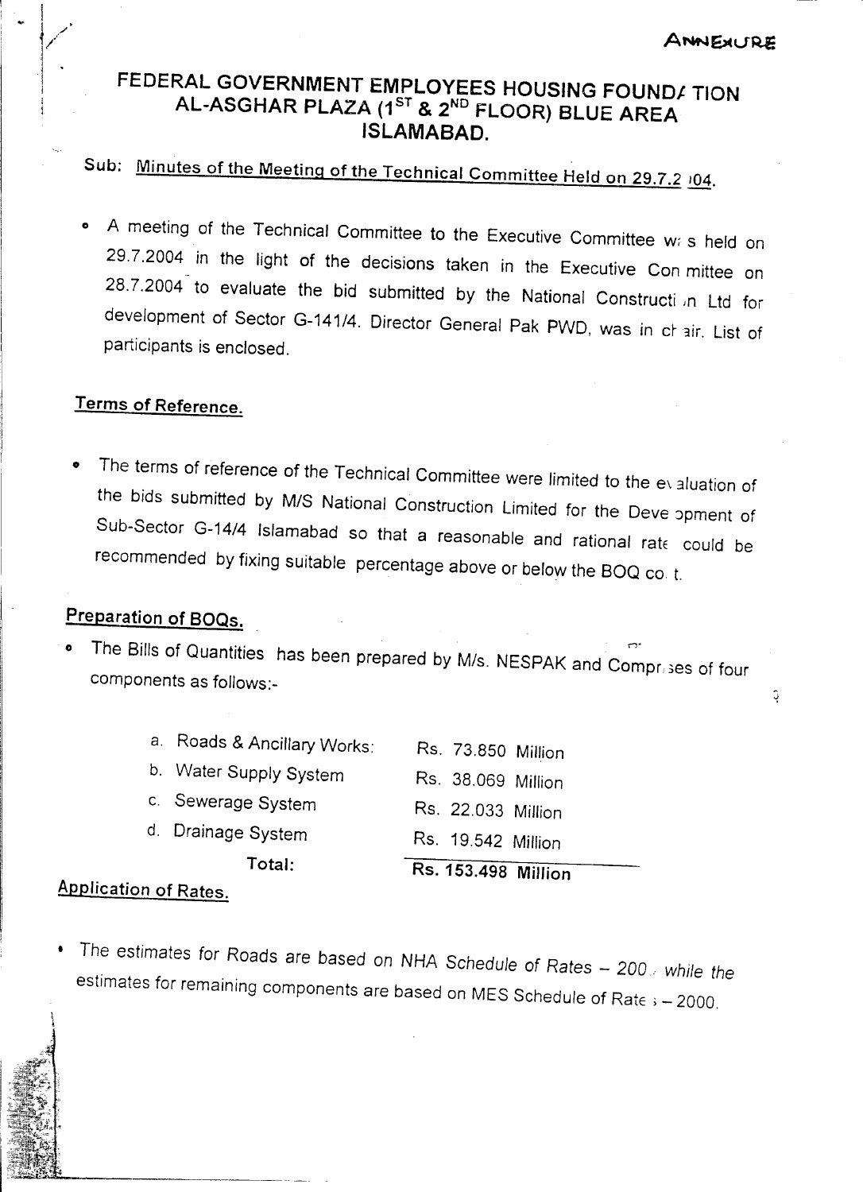ANNEXURE

# FEDERAL GOVERNMENT EMPLOYEES HOUSING FOUNDATION
## AL-ASGHAR PLAZA (1ST & 2ND FLOOR) BLUE AREA
## ISLAMABAD.

Sub: Minutes of the Meeting of the Technical Committee Held on 29.7.2004.

- A meeting of the Technical Committee to the Executive Committee was held on 29.7.2004 in the light of the decisions taken in the Executive Committee on 28.7.2004 to evaluate the bid submitted by the National Construction Ltd for development of Sector G-141/4. Director General Pak PWD, was in chair. List of participants is enclosed.

### Terms of Reference.

- The terms of reference of the Technical Committee were limited to the evaluation of the bids submitted by M/S National Construction Limited for the Development of Sub-Sector G-14/4 Islamabad so that a reasonable and rational rate could be recommended by fixing suitable percentage above or below the BOQ cost.

### Preparation of BOQs.

- The Bills of Quantities has been prepared by M/s. NESPAK and Comprises of four components as follows:-

| | |
|---|---|
| a. Roads & Ancillary Works: | Rs. 73.850 Million |
| b. Water Supply System | Rs. 38.069 Million |
| c. Sewerage System | Rs. 22.033 Million |
| d. Drainage System | Rs. 19.542 Million |
| **Total:** | **Rs. 153.498 Million** |

### Application of Rates.

- The estimates for Roads are based on NHA *Schedule of Rates – 200 while the* estimates for remaining components are based on MES Schedule of Rates – 2000.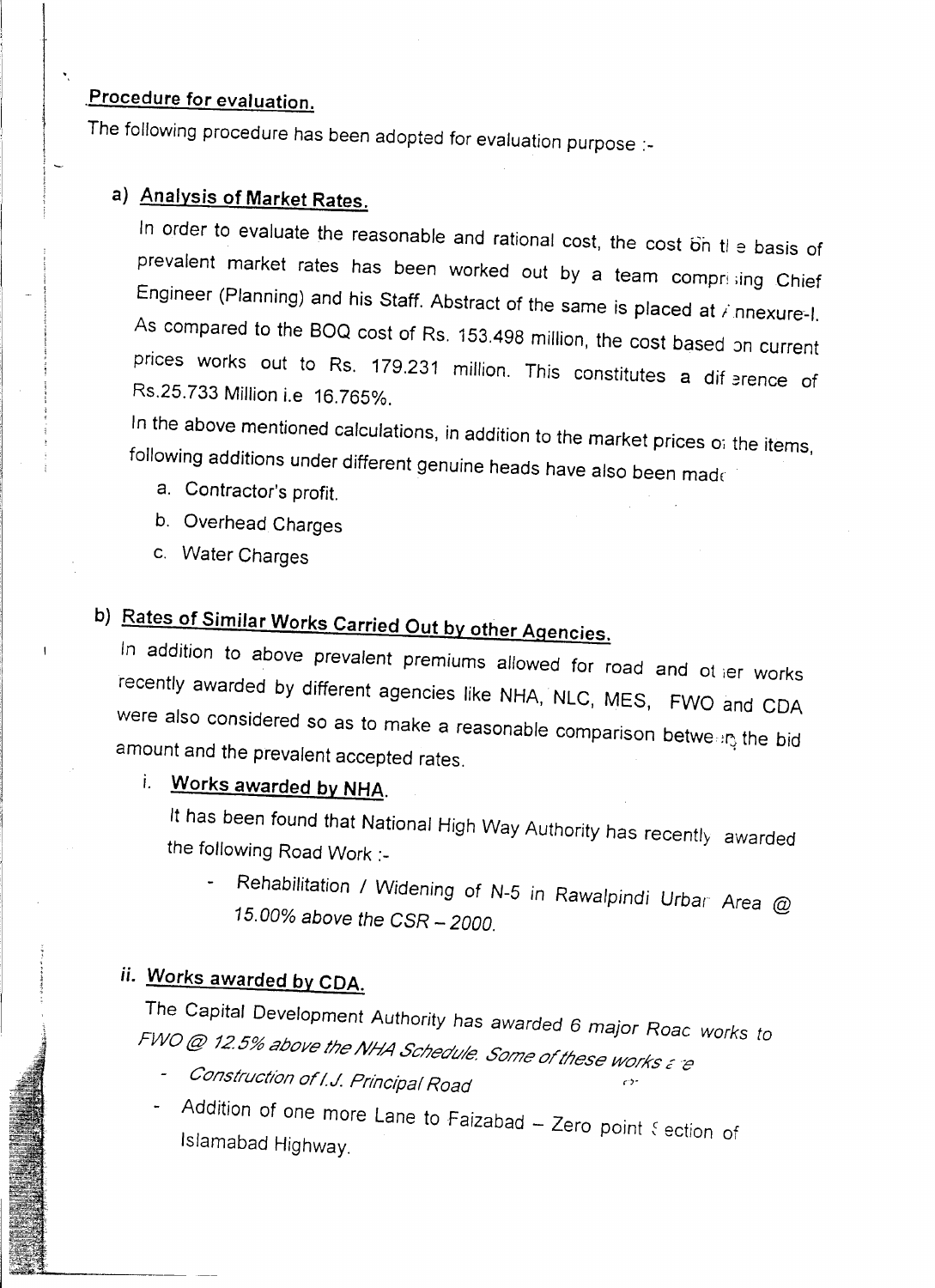## Procedure for evaluation.

The following procedure has been adopted for evaluation purpose :-

### a) Analysis of Market Rates.

In order to evaluate the reasonable and rational cost, the cost on the basis of prevalent market rates has been worked out by a team comprising Chief Engineer (Planning) and his Staff. Abstract of the same is placed at Annexure-I. As compared to the BOQ cost of Rs. 153.498 million, the cost based on current prices works out to Rs. 179.231 million. This constitutes a difference of Rs.25.733 Million i.e 16.765%.

In the above mentioned calculations, in addition to the market prices of the items, following additions under different genuine heads have also been made

a. Contractor's profit.
b. Overhead Charges
c. Water Charges

### b) Rates of Similar Works Carried Out by other Agencies.

In addition to above prevalent premiums allowed for road and other works recently awarded by different agencies like NHA, NLC, MES, FWO and CDA were also considered so as to make a reasonable comparison between the bid amount and the prevalent accepted rates.

#### i. Works awarded by NHA.

It has been found that National High Way Authority has recently awarded the following Road Work :-

- *Rehabilitation / Widening of N-5 in Rawalpindi Urban Area @ 15.00% above the CSR – 2000.*

#### ii. Works awarded by CDA.

The Capital Development Authority has awarded 6 major Road works to *FWO @ 12.5% above the NHA Schedule. Some of these works are*

- *Construction of I.J. Principal Road*
- Addition of one more Lane to Faizabad – Zero point Section of Islamabad Highway.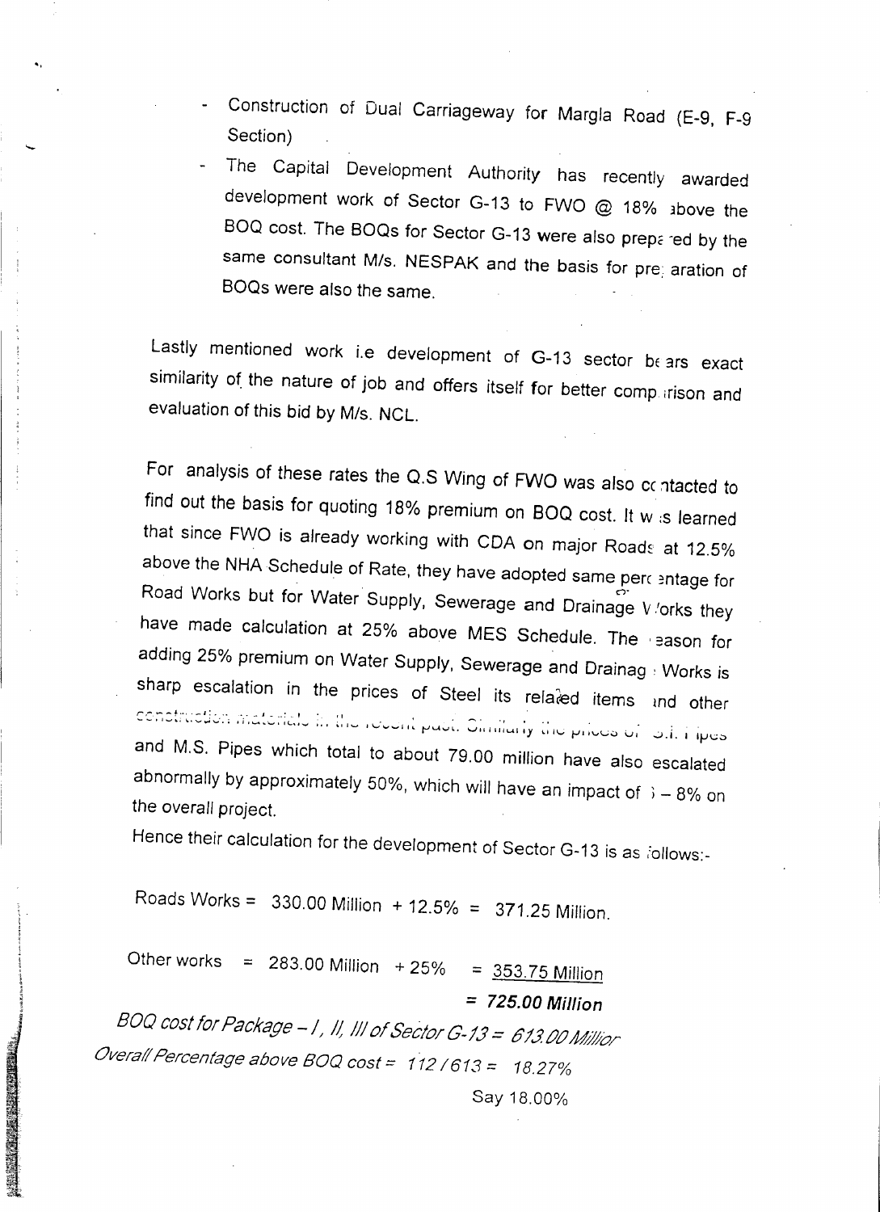- Construction of Dual Carriageway for Margla Road (E-9, F-9 Section)
- The Capital Development Authority has recently awarded development work of Sector G-13 to FWO @ 18% above the BOQ cost. The BOQs for Sector G-13 were also prepared by the same consultant M/s. NESPAK and the basis for preparation of BOQs were also the same.

Lastly mentioned work i.e development of G-13 sector bears exact similarity of the nature of job and offers itself for better comparison and evaluation of this bid by M/s. NCL.

For analysis of these rates the Q.S Wing of FWO was also contacted to find out the basis for quoting 18% premium on BOQ cost. It was learned that since FWO is already working with CDA on major Roads at 12.5% above the NHA Schedule of Rate, they have adopted same percentage for Road Works but for Water Supply, Sewerage and Drainage Works they have made calculation at 25% above MES Schedule. The reason for adding 25% premium on Water Supply, Sewerage and Drainage Works is sharp escalation in the prices of Steel its related items and other construction materials in the recent past. Similarly the prices of D.I. Pipes and M.S. Pipes which total to about 79.00 million have also escalated abnormally by approximately 50%, which will have an impact of 5 – 8% on the overall project.

Hence their calculation for the development of Sector G-13 is as follows:-

Roads Works = 330.00 Million + 12.5% = 371.25 Million.

Other works = 283.00 Million + 25% = <u>353.75 Million</u>

**= 725.00 Million**

*BOQ cost for Package – I, II, III of Sector G-13 = 613.00 Million*

*Overall Percentage above BOQ cost = 112 / 613 = 18.27%*

Say 18.00%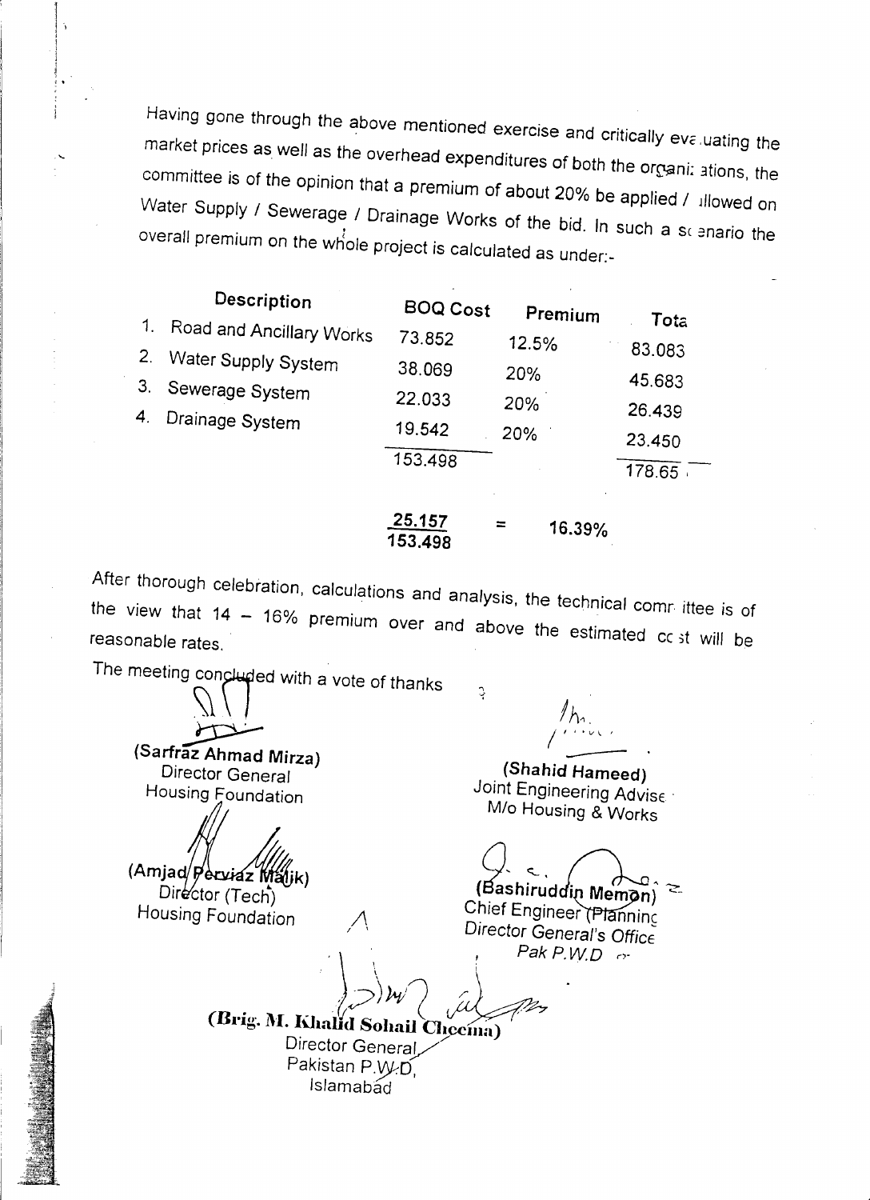Having gone through the above mentioned exercise and critically evaluating the market prices as well as the overhead expenditures of both the organizations, the committee is of the opinion that a premium of about 20% be applied / allowed on Water Supply / Sewerage / Drainage Works of the bid. In such a scenario the overall premium on the whole project is calculated as under:-

| Description | BOQ Cost | Premium | Total |
|---|---|---|---|
| 1. Road and Ancillary Works | 73.852 | 12.5% | 83.083 |
| 2. Water Supply System | 38.069 | 20% | 45.683 |
| 3. Sewerage System | 22.033 | 20% | 26.439 |
| 4. Drainage System | 19.542 | 20% | 23.450 |
| | 153.498 | | 178.65 |

$$\frac{25.157}{153.498} = 16.39\%$$

After thorough celebration, calculations and analysis, the technical committee is of the view that 14 – 16% premium over and above the estimated cost will be reasonable rates.

The meeting concluded with a vote of thanks

**(Sarfraz Ahmad Mirza)**
Director General
Housing Foundation

**(Shahid Hameed)**
Joint Engineering Advisor
M/o Housing & Works

**(Amjad Pervaiz Malik)**
Director (Tech)
Housing Foundation

**(Bashiruddin Memon)**
Chief Engineer (Planning)
Director General's Office
Pak P.W.D

**(Brig. M. Khalid Sohail Cheema)**
Director General
Pakistan P.W.D,
Islamabad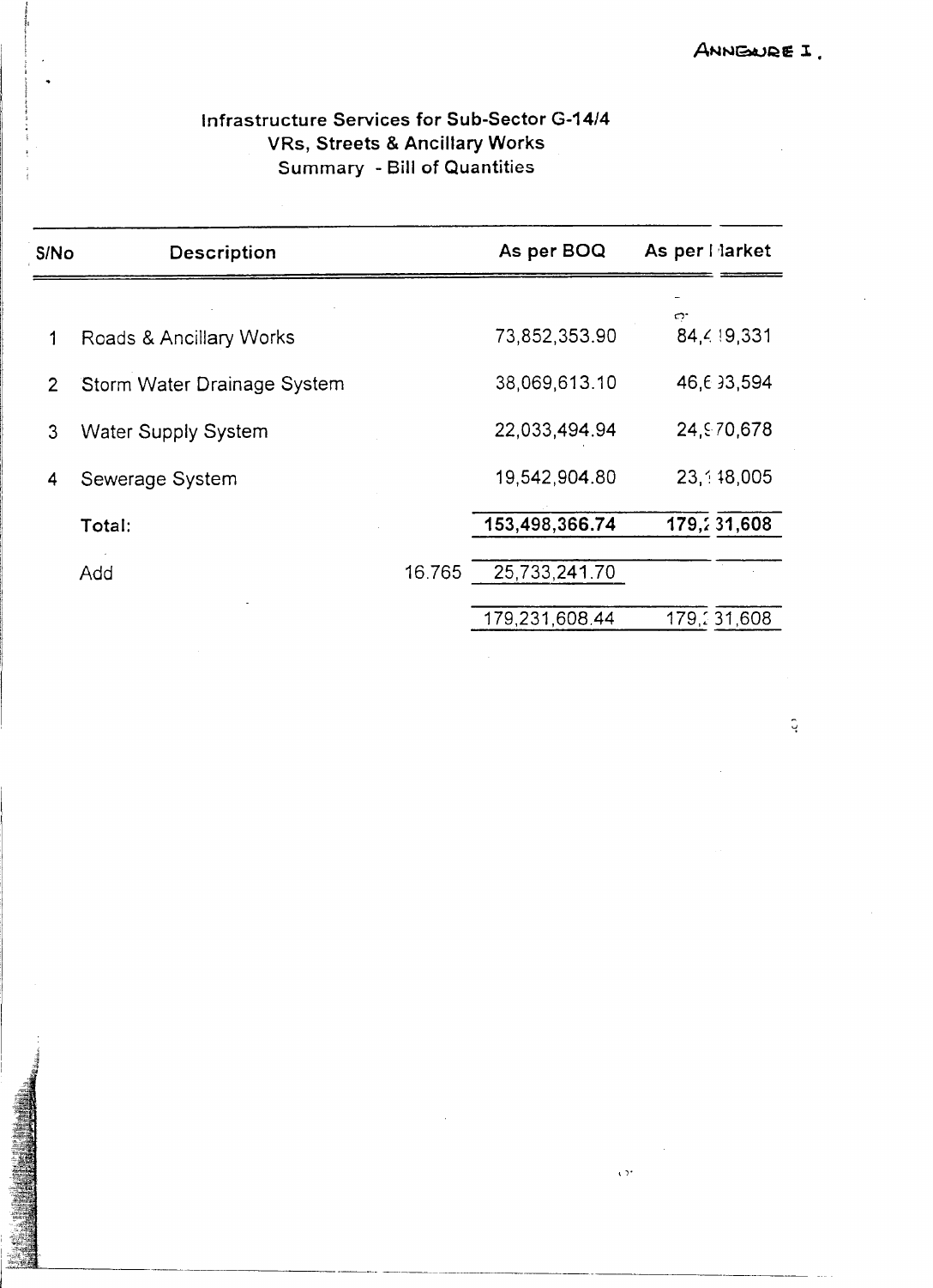ANNEXURE I.

# Infrastructure Services for Sub-Sector G-14/4
## VRs, Streets & Ancillary Works
### Summary - Bill of Quantities

| S/No | Description | | As per BOQ | As per Market |
|---|---|---|---|---|
| 1 | Roads & Ancillary Works | | 73,852,353.90 | 84,4 19,331 |
| 2 | Storm Water Drainage System | | 38,069,613.10 | 46,6 93,594 |
| 3 | Water Supply System | | 22,033,494.94 | 24,9 70,678 |
| 4 | Sewerage System | | 19,542,904.80 | 23,1 48,005 |
| | **Total:** | | **153,498,366.74** | **179,2 31,608** |
| | Add | 16.765 | 25,733,241.70 | |
| | | | 179,231,608.44 | 179,2 31,608 |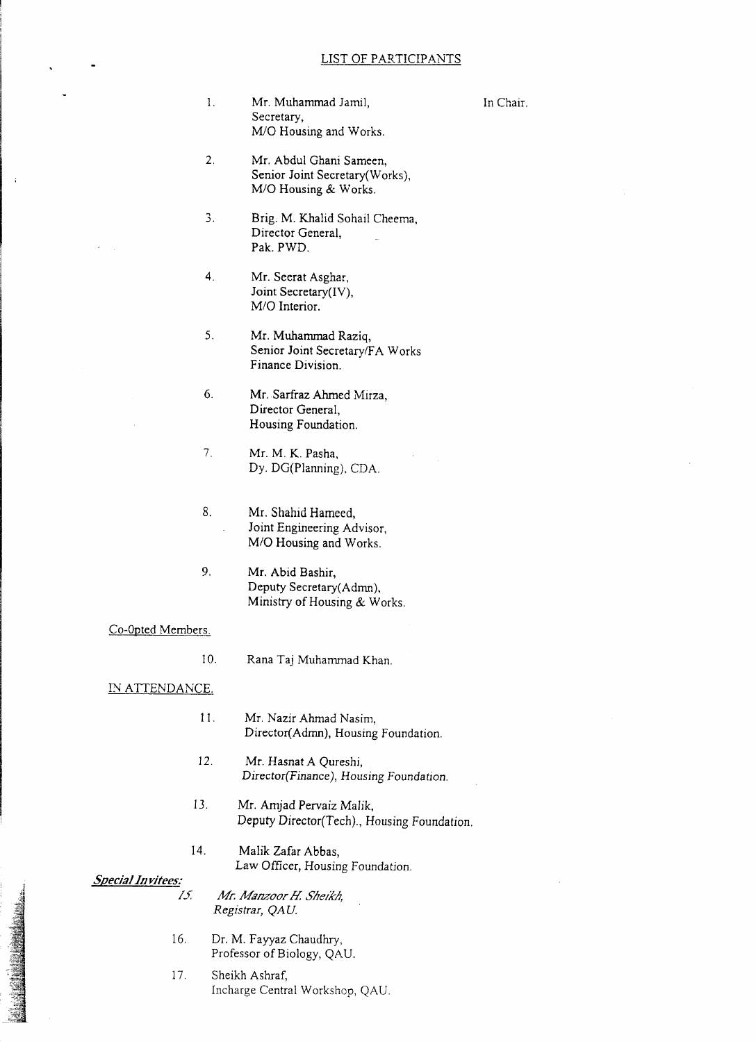## LIST OF PARTICIPANTS

1. Mr. Muhammad Jamil, Secretary, M/O Housing and Works. — In Chair.

2. Mr. Abdul Ghani Sameen, Senior Joint Secretary(Works), M/O Housing & Works.

3. Brig. M. Khalid Sohail Cheema, Director General, Pak. PWD.

4. Mr. Seerat Asghar, Joint Secretary(IV), M/O Interior.

5. Mr. Muhammad Raziq, Senior Joint Secretary/FA Works Finance Division.

6. Mr. Sarfraz Ahmed Mirza, Director General, Housing Foundation.

7. Mr. M. K. Pasha, Dy. DG(Planning), CDA.

8. Mr. Shahid Hameed, Joint Engineering Advisor, M/O Housing and Works.

9. Mr. Abid Bashir, Deputy Secretary(Admn), Ministry of Housing & Works.

Co-Opted Members.

10. Rana Taj Muhammad Khan.

IN ATTENDANCE.

11. Mr. Nazir Ahmad Nasim, Director(Admn), Housing Foundation.

12. Mr. Hasnat A Qureshi, *Director(Finance), Housing Foundation.*

13. Mr. Amjad Pervaiz Malik, Deputy Director(Tech)., Housing Foundation.

14. Malik Zafar Abbas, Law Officer, Housing Foundation.

***Special Invitees:***

15. *Mr. Manzoor H. Sheikh, Registrar, QAU.*

16. Dr. M. Fayyaz Chaudhry, Professor of Biology, QAU.

17. Sheikh Ashraf, Incharge Central Workshop, QAU.